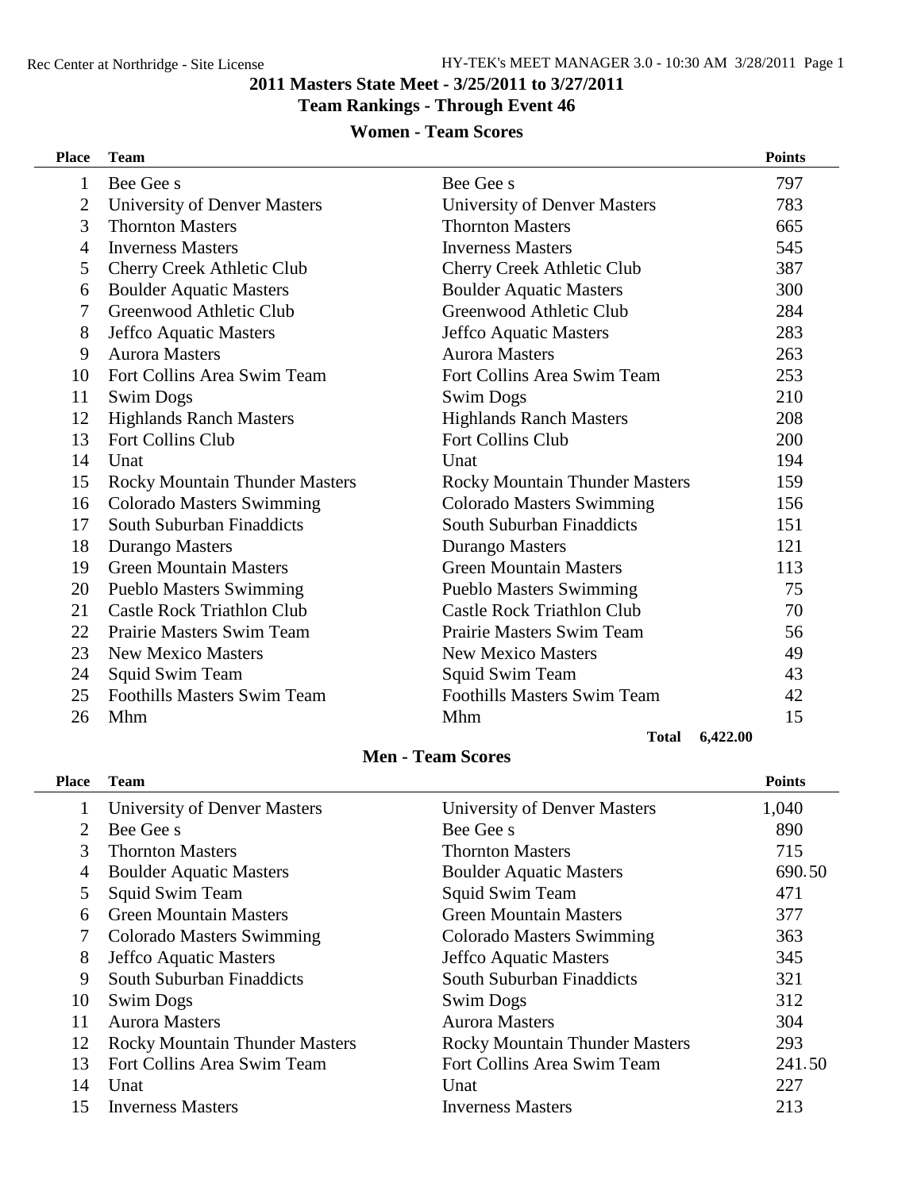# 2011 Masters State Meet - 3/25/2011 to 3/27/2011

## Team Rankings - Through Event 46

### Women - Team Scores

| Place | Team | | Points |
|---|---|---|---|
| 1 | Bee Gee s | Bee Gee s | 797 |
| 2 | University of Denver Masters | University of Denver Masters | 783 |
| 3 | Thornton Masters | Thornton Masters | 665 |
| 4 | Inverness Masters | Inverness Masters | 545 |
| 5 | Cherry Creek Athletic Club | Cherry Creek Athletic Club | 387 |
| 6 | Boulder Aquatic Masters | Boulder Aquatic Masters | 300 |
| 7 | Greenwood Athletic Club | Greenwood Athletic Club | 284 |
| 8 | Jeffco Aquatic Masters | Jeffco Aquatic Masters | 283 |
| 9 | Aurora Masters | Aurora Masters | 263 |
| 10 | Fort Collins Area Swim Team | Fort Collins Area Swim Team | 253 |
| 11 | Swim Dogs | Swim Dogs | 210 |
| 12 | Highlands Ranch Masters | Highlands Ranch Masters | 208 |
| 13 | Fort Collins Club | Fort Collins Club | 200 |
| 14 | Unat | Unat | 194 |
| 15 | Rocky Mountain Thunder Masters | Rocky Mountain Thunder Masters | 159 |
| 16 | Colorado Masters Swimming | Colorado Masters Swimming | 156 |
| 17 | South Suburban Finaddicts | South Suburban Finaddicts | 151 |
| 18 | Durango Masters | Durango Masters | 121 |
| 19 | Green Mountain Masters | Green Mountain Masters | 113 |
| 20 | Pueblo Masters Swimming | Pueblo Masters Swimming | 75 |
| 21 | Castle Rock Triathlon Club | Castle Rock Triathlon Club | 70 |
| 22 | Prairie Masters Swim Team | Prairie Masters Swim Team | 56 |
| 23 | New Mexico Masters | New Mexico Masters | 49 |
| 24 | Squid Swim Team | Squid Swim Team | 43 |
| 25 | Foothills Masters Swim Team | Foothills Masters Swim Team | 42 |
| 26 | Mhm | Mhm | 15 |
| | | **Total** | **6,422.00** |

### Men - Team Scores

| Place | Team | | Points |
|---|---|---|---|
| 1 | University of Denver Masters | University of Denver Masters | 1,040 |
| 2 | Bee Gee s | Bee Gee s | 890 |
| 3 | Thornton Masters | Thornton Masters | 715 |
| 4 | Boulder Aquatic Masters | Boulder Aquatic Masters | 690.50 |
| 5 | Squid Swim Team | Squid Swim Team | 471 |
| 6 | Green Mountain Masters | Green Mountain Masters | 377 |
| 7 | Colorado Masters Swimming | Colorado Masters Swimming | 363 |
| 8 | Jeffco Aquatic Masters | Jeffco Aquatic Masters | 345 |
| 9 | South Suburban Finaddicts | South Suburban Finaddicts | 321 |
| 10 | Swim Dogs | Swim Dogs | 312 |
| 11 | Aurora Masters | Aurora Masters | 304 |
| 12 | Rocky Mountain Thunder Masters | Rocky Mountain Thunder Masters | 293 |
| 13 | Fort Collins Area Swim Team | Fort Collins Area Swim Team | 241.50 |
| 14 | Unat | Unat | 227 |
| 15 | Inverness Masters | Inverness Masters | 213 |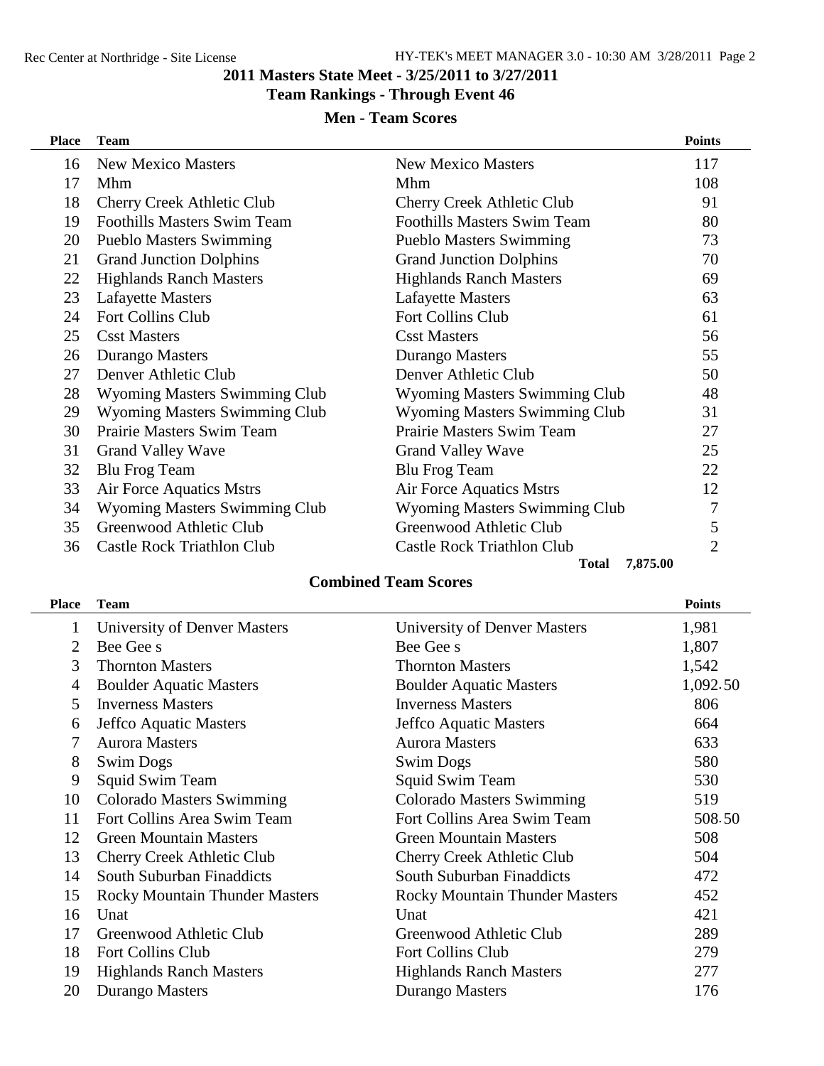## 2011 Masters State Meet - 3/25/2011 to 3/27/2011

## Team Rankings - Through Event 46

### Men - Team Scores

| Place | Team | | Points |
|---|---|---|---|
| 16 | New Mexico Masters | New Mexico Masters | 117 |
| 17 | Mhm | Mhm | 108 |
| 18 | Cherry Creek Athletic Club | Cherry Creek Athletic Club | 91 |
| 19 | Foothills Masters Swim Team | Foothills Masters Swim Team | 80 |
| 20 | Pueblo Masters Swimming | Pueblo Masters Swimming | 73 |
| 21 | Grand Junction Dolphins | Grand Junction Dolphins | 70 |
| 22 | Highlands Ranch Masters | Highlands Ranch Masters | 69 |
| 23 | Lafayette Masters | Lafayette Masters | 63 |
| 24 | Fort Collins Club | Fort Collins Club | 61 |
| 25 | Csst Masters | Csst Masters | 56 |
| 26 | Durango Masters | Durango Masters | 55 |
| 27 | Denver Athletic Club | Denver Athletic Club | 50 |
| 28 | Wyoming Masters Swimming Club | Wyoming Masters Swimming Club | 48 |
| 29 | Wyoming Masters Swimming Club | Wyoming Masters Swimming Club | 31 |
| 30 | Prairie Masters Swim Team | Prairie Masters Swim Team | 27 |
| 31 | Grand Valley Wave | Grand Valley Wave | 25 |
| 32 | Blu Frog Team | Blu Frog Team | 22 |
| 33 | Air Force Aquatics Mstrs | Air Force Aquatics Mstrs | 12 |
| 34 | Wyoming Masters Swimming Club | Wyoming Masters Swimming Club | 7 |
| 35 | Greenwood Athletic Club | Greenwood Athletic Club | 5 |
| 36 | Castle Rock Triathlon Club | Castle Rock Triathlon Club | 2 |
| | | **Total** | **7,875.00** |

### Combined Team Scores

| Place | Team | | Points |
|---|---|---|---|
| 1 | University of Denver Masters | University of Denver Masters | 1,981 |
| 2 | Bee Gee s | Bee Gee s | 1,807 |
| 3 | Thornton Masters | Thornton Masters | 1,542 |
| 4 | Boulder Aquatic Masters | Boulder Aquatic Masters | 1,092.50 |
| 5 | Inverness Masters | Inverness Masters | 806 |
| 6 | Jeffco Aquatic Masters | Jeffco Aquatic Masters | 664 |
| 7 | Aurora Masters | Aurora Masters | 633 |
| 8 | Swim Dogs | Swim Dogs | 580 |
| 9 | Squid Swim Team | Squid Swim Team | 530 |
| 10 | Colorado Masters Swimming | Colorado Masters Swimming | 519 |
| 11 | Fort Collins Area Swim Team | Fort Collins Area Swim Team | 508.50 |
| 12 | Green Mountain Masters | Green Mountain Masters | 508 |
| 13 | Cherry Creek Athletic Club | Cherry Creek Athletic Club | 504 |
| 14 | South Suburban Finaddicts | South Suburban Finaddicts | 472 |
| 15 | Rocky Mountain Thunder Masters | Rocky Mountain Thunder Masters | 452 |
| 16 | Unat | Unat | 421 |
| 17 | Greenwood Athletic Club | Greenwood Athletic Club | 289 |
| 18 | Fort Collins Club | Fort Collins Club | 279 |
| 19 | Highlands Ranch Masters | Highlands Ranch Masters | 277 |
| 20 | Durango Masters | Durango Masters | 176 |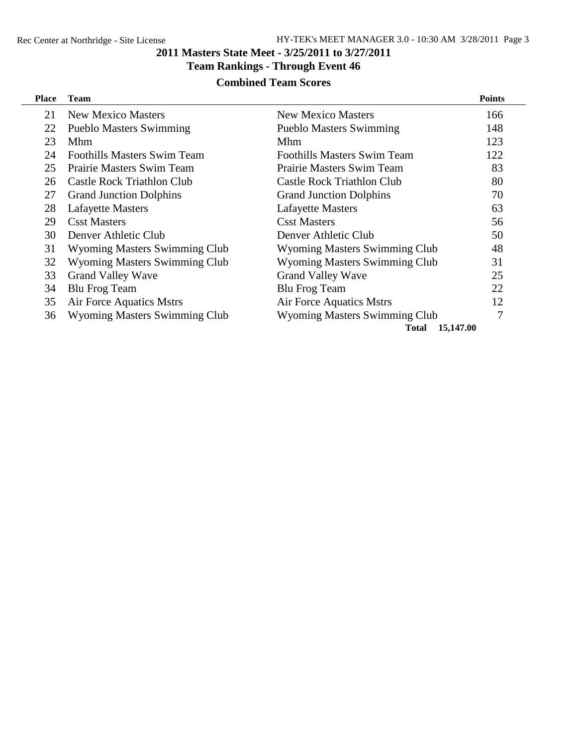## 2011 Masters State Meet - 3/25/2011 to 3/27/2011

## Team Rankings - Through Event 46

### Combined Team Scores

| Place | Team | | Points |
|---|---|---|---|
| 21 | New Mexico Masters | New Mexico Masters | 166 |
| 22 | Pueblo Masters Swimming | Pueblo Masters Swimming | 148 |
| 23 | Mhm | Mhm | 123 |
| 24 | Foothills Masters Swim Team | Foothills Masters Swim Team | 122 |
| 25 | Prairie Masters Swim Team | Prairie Masters Swim Team | 83 |
| 26 | Castle Rock Triathlon Club | Castle Rock Triathlon Club | 80 |
| 27 | Grand Junction Dolphins | Grand Junction Dolphins | 70 |
| 28 | Lafayette Masters | Lafayette Masters | 63 |
| 29 | Csst Masters | Csst Masters | 56 |
| 30 | Denver Athletic Club | Denver Athletic Club | 50 |
| 31 | Wyoming Masters Swimming Club | Wyoming Masters Swimming Club | 48 |
| 32 | Wyoming Masters Swimming Club | Wyoming Masters Swimming Club | 31 |
| 33 | Grand Valley Wave | Grand Valley Wave | 25 |
| 34 | Blu Frog Team | Blu Frog Team | 22 |
| 35 | Air Force Aquatics Mstrs | Air Force Aquatics Mstrs | 12 |
| 36 | Wyoming Masters Swimming Club | Wyoming Masters Swimming Club | 7 |
| | | **Total** | **15,147.00** |